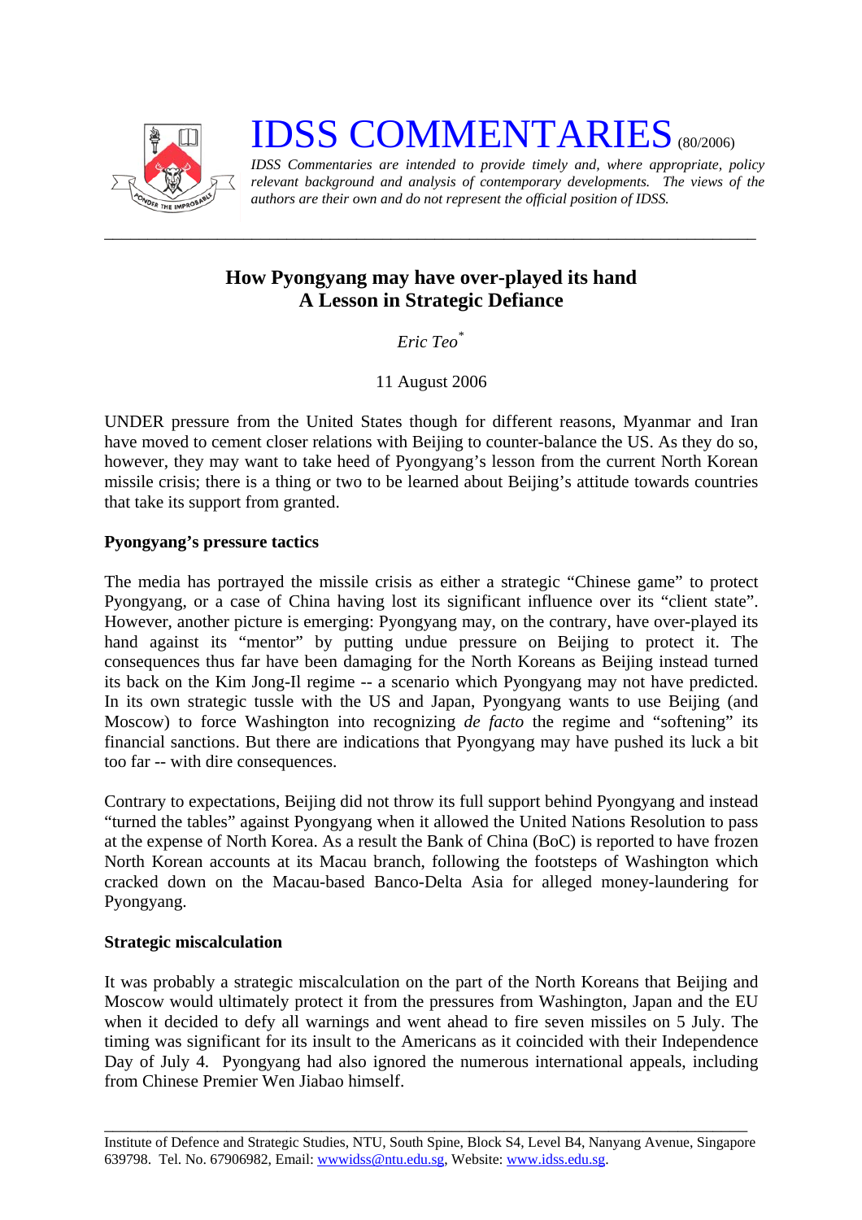# IDSS COMMENTARIES (80/2006)

*IDSS Commentaries are intended to provide timely and, where appropriate, policy relevant background and analysis of contemporary developments. The views of the authors are their own and do not represent the official position of IDSS.*

---

## How Pyongyang may have over-played its hand
## A Lesson in Strategic Defiance

*Eric Teo*[*]

11 August 2006

UNDER pressure from the United States though for different reasons, Myanmar and Iran have moved to cement closer relations with Beijing to counter-balance the US. As they do so, however, they may want to take heed of Pyongyang's lesson from the current North Korean missile crisis; there is a thing or two to be learned about Beijing's attitude towards countries that take its support from granted.

### Pyongyang's pressure tactics

The media has portrayed the missile crisis as either a strategic "Chinese game" to protect Pyongyang, or a case of China having lost its significant influence over its "client state". However, another picture is emerging: Pyongyang may, on the contrary, have over-played its hand against its "mentor" by putting undue pressure on Beijing to protect it. The consequences thus far have been damaging for the North Koreans as Beijing instead turned its back on the Kim Jong-Il regime -- a scenario which Pyongyang may not have predicted. In its own strategic tussle with the US and Japan, Pyongyang wants to use Beijing (and Moscow) to force Washington into recognizing *de facto* the regime and "softening" its financial sanctions. But there are indications that Pyongyang may have pushed its luck a bit too far -- with dire consequences.

Contrary to expectations, Beijing did not throw its full support behind Pyongyang and instead "turned the tables" against Pyongyang when it allowed the United Nations Resolution to pass at the expense of North Korea. As a result the Bank of China (BoC) is reported to have frozen North Korean accounts at its Macau branch, following the footsteps of Washington which cracked down on the Macau-based Banco-Delta Asia for alleged money-laundering for Pyongyang.

### Strategic miscalculation

It was probably a strategic miscalculation on the part of the North Koreans that Beijing and Moscow would ultimately protect it from the pressures from Washington, Japan and the EU when it decided to defy all warnings and went ahead to fire seven missiles on 5 July. The timing was significant for its insult to the Americans as it coincided with their Independence Day of July 4. Pyongyang had also ignored the numerous international appeals, including from Chinese Premier Wen Jiabao himself.

---

Institute of Defence and Strategic Studies, NTU, South Spine, Block S4, Level B4, Nanyang Avenue, Singapore 639798. Tel. No. 67906982, Email: wwwidss@ntu.edu.sg, Website: www.idss.edu.sg.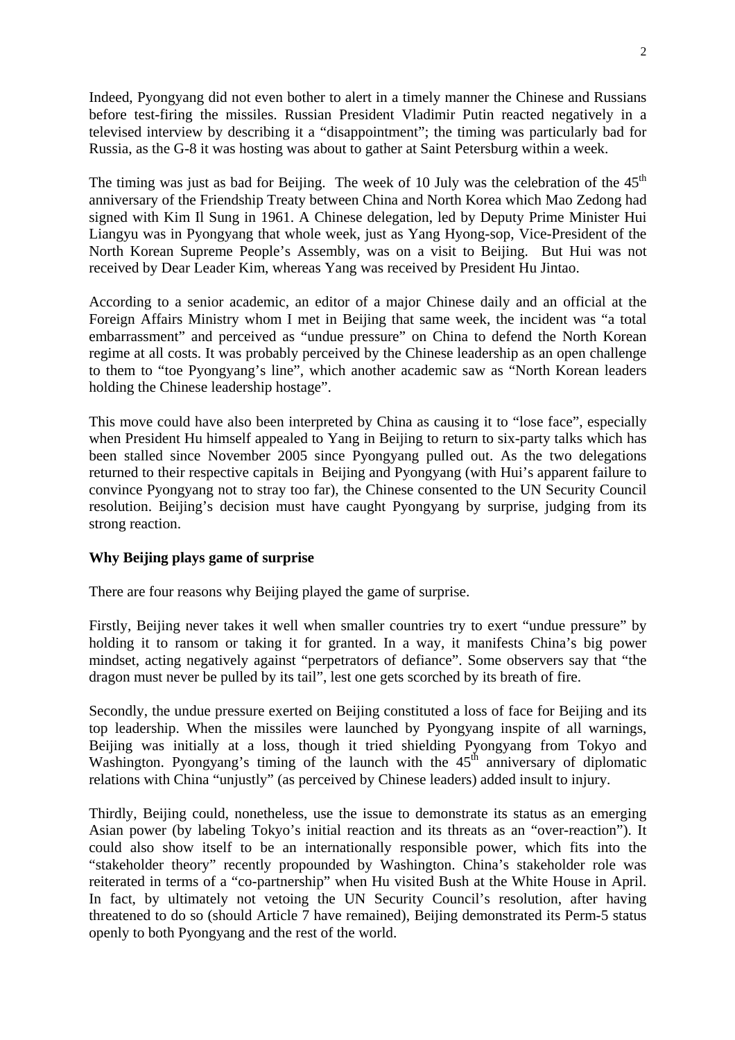Indeed, Pyongyang did not even bother to alert in a timely manner the Chinese and Russians before test-firing the missiles. Russian President Vladimir Putin reacted negatively in a televised interview by describing it a "disappointment"; the timing was particularly bad for Russia, as the G-8 it was hosting was about to gather at Saint Petersburg within a week.

The timing was just as bad for Beijing. The week of 10 July was the celebration of the 45th anniversary of the Friendship Treaty between China and North Korea which Mao Zedong had signed with Kim Il Sung in 1961. A Chinese delegation, led by Deputy Prime Minister Hui Liangyu was in Pyongyang that whole week, just as Yang Hyong-sop, Vice-President of the North Korean Supreme People's Assembly, was on a visit to Beijing. But Hui was not received by Dear Leader Kim, whereas Yang was received by President Hu Jintao.

According to a senior academic, an editor of a major Chinese daily and an official at the Foreign Affairs Ministry whom I met in Beijing that same week, the incident was "a total embarrassment" and perceived as "undue pressure" on China to defend the North Korean regime at all costs. It was probably perceived by the Chinese leadership as an open challenge to them to "toe Pyongyang's line", which another academic saw as "North Korean leaders holding the Chinese leadership hostage".

This move could have also been interpreted by China as causing it to "lose face", especially when President Hu himself appealed to Yang in Beijing to return to six-party talks which has been stalled since November 2005 since Pyongyang pulled out. As the two delegations returned to their respective capitals in Beijing and Pyongyang (with Hui's apparent failure to convince Pyongyang not to stray too far), the Chinese consented to the UN Security Council resolution. Beijing's decision must have caught Pyongyang by surprise, judging from its strong reaction.

**Why Beijing plays game of surprise**

There are four reasons why Beijing played the game of surprise.

Firstly, Beijing never takes it well when smaller countries try to exert "undue pressure" by holding it to ransom or taking it for granted. In a way, it manifests China's big power mindset, acting negatively against "perpetrators of defiance". Some observers say that "the dragon must never be pulled by its tail", lest one gets scorched by its breath of fire.

Secondly, the undue pressure exerted on Beijing constituted a loss of face for Beijing and its top leadership. When the missiles were launched by Pyongyang inspite of all warnings, Beijing was initially at a loss, though it tried shielding Pyongyang from Tokyo and Washington. Pyongyang's timing of the launch with the 45th anniversary of diplomatic relations with China "unjustly" (as perceived by Chinese leaders) added insult to injury.

Thirdly, Beijing could, nonetheless, use the issue to demonstrate its status as an emerging Asian power (by labeling Tokyo's initial reaction and its threats as an "over-reaction"). It could also show itself to be an internationally responsible power, which fits into the "stakeholder theory" recently propounded by Washington. China's stakeholder role was reiterated in terms of a "co-partnership" when Hu visited Bush at the White House in April. In fact, by ultimately not vetoing the UN Security Council's resolution, after having threatened to do so (should Article 7 have remained), Beijing demonstrated its Perm-5 status openly to both Pyongyang and the rest of the world.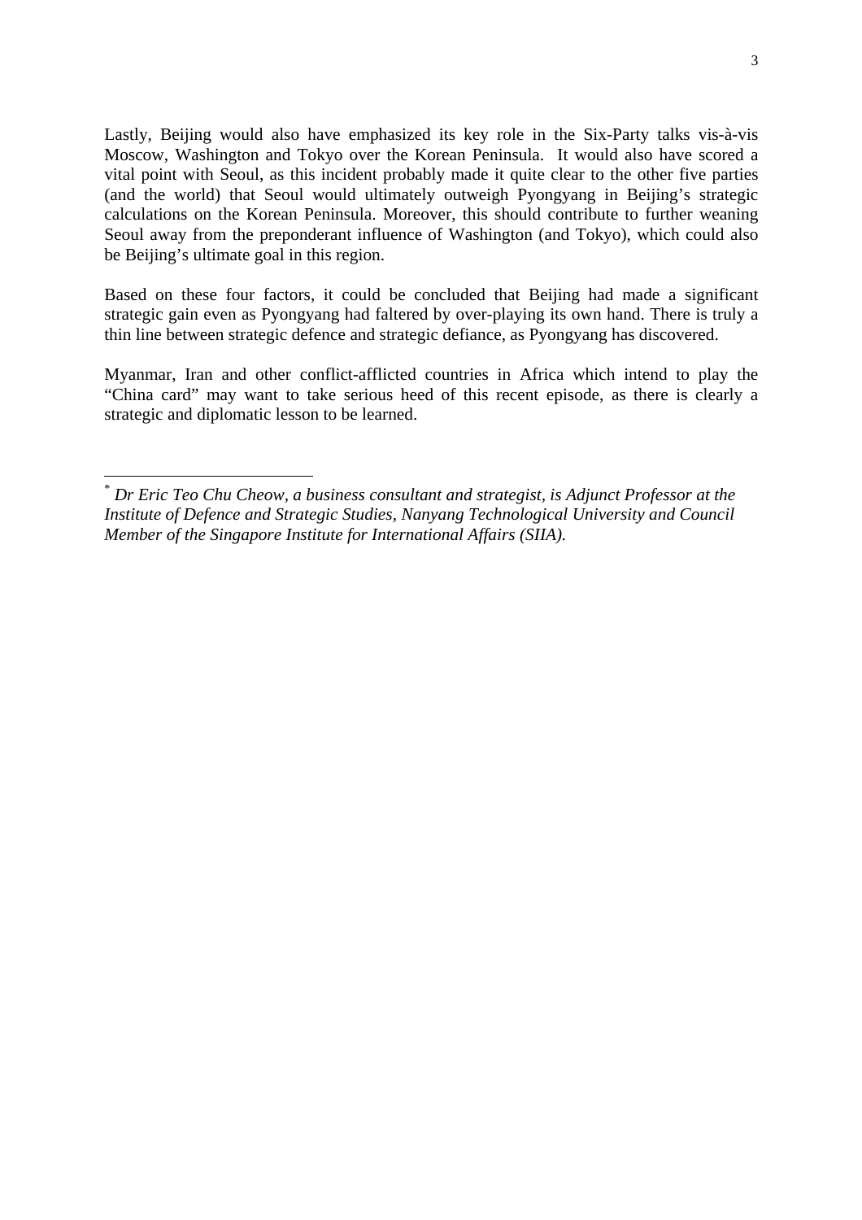Lastly, Beijing would also have emphasized its key role in the Six-Party talks vis-à-vis Moscow, Washington and Tokyo over the Korean Peninsula. It would also have scored a vital point with Seoul, as this incident probably made it quite clear to the other five parties (and the world) that Seoul would ultimately outweigh Pyongyang in Beijing's strategic calculations on the Korean Peninsula. Moreover, this should contribute to further weaning Seoul away from the preponderant influence of Washington (and Tokyo), which could also be Beijing's ultimate goal in this region.

Based on these four factors, it could be concluded that Beijing had made a significant strategic gain even as Pyongyang had faltered by over-playing its own hand. There is truly a thin line between strategic defence and strategic defiance, as Pyongyang has discovered.

Myanmar, Iran and other conflict-afflicted countries in Africa which intend to play the "China card" may want to take serious heed of this recent episode, as there is clearly a strategic and diplomatic lesson to be learned.

---

[*] *Dr Eric Teo Chu Cheow, a business consultant and strategist, is Adjunct Professor at the Institute of Defence and Strategic Studies, Nanyang Technological University and Council Member of the Singapore Institute for International Affairs (SIIA).*